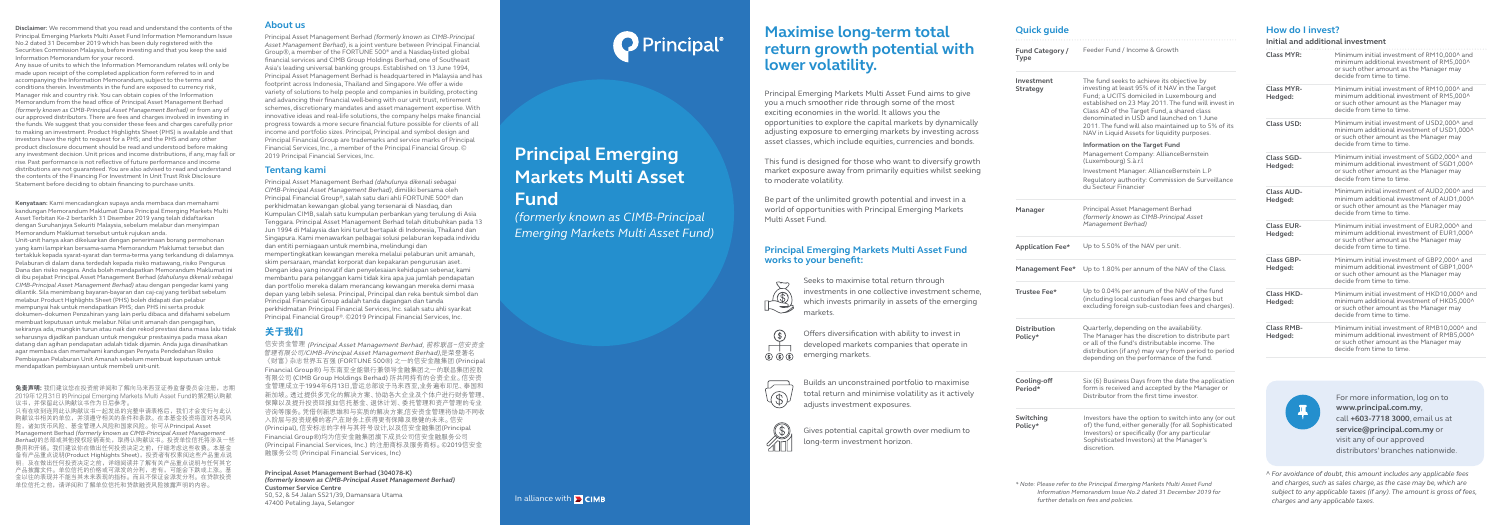**Disclaimer:** We recommend that you read and understand the contents of the Principal Emerging Markets Multi Asset Fund Information Memorandum Issue No.2 dated 31 December 2019 which has been duly registered with the Securities Commission Malaysia, before investing and that you keep the said Information Memorandum for your record.

Any issue of units to which the Information Memorandum relates will only be made upon receipt of the completed application form referred to in and accompanying the Information Memorandum, subject to the terms and conditions therein. Investments in the fund are exposed to currency risk, Manager risk and country risk. You can obtain copies of the Information Memorandum from the head office of Principal Asset Management Berhad (formerly known as CIMB-Principal Asset Management Berhad) or from any of our approved distributors. There are fees and charges involved in investing in the funds. We suggest that you consider these fees and charges carefully prior to making an investment. Product Highlights Sheet (PHS) is available and that investors have the right to request for a PHS; and the PHS and any other product disclosure document should be read and understood before making any investment decision. Unit prices and income distributions, if any, may fall or rise. Past performance is not reflective of future performance and income distributions are not guaranteed. You are also advised to read and understand the contents of the Financing For Investment In Unit Trust Risk Disclosure Statement before deciding to obtain financing to purchase units.

**Kenyataan:** Kami mencadangkan supaya anda membaca dan memahami kandungan Memorandum Maklumat Dana Principal Emerging Markets Multi Asset Terbitan Ke-2 bertarikh 31 Disember 2019 yang telah didaftarkan dengan Suruhanjaya Sekuriti Malaysia, sebelum melabur dan menyimpan Memorandum Maklumat tersebut untuk rujukan anda.

Unit-unit hanya akan dikeluarkan dengan penerimaan borang permohonan yang kami lampirkan bersama-sama Memorandum Maklumat tersebut dan tertakluk kepada syarat-syarat dan terma-terma yang terkandung di dalamnya. Pelaburan di dalam dana terdedah kepada risiko matawang, risiko Pengurus Dana dan risiko negara. Anda boleh mendapatkan Memorandum Maklumat ini di ibu pejabat Principal Asset Management Berhad (*dahulunya dikenali sebagai CIMB-Principal Asset Management Berhad*) atau dengan pengedar kami yang diiktiraf. Sila menimbang bayaran-bayaran dan caj-caj yang terlibat sebelum melabur. Product Highlights Sheet (PHS) boleh didapati dan pelabur mempunyai hak untuk mendapatkan PHS; dan PHS ini serta produk dokumen-dokumen Penzahiran yang lain perlu dibaca dan difahami sebelum membuat keputusan untuk melabur. Nilai unit amanah dan pengagihan, sekiranya ada, mungkin turun atau naik dan rekod prestasi dana masa lalu tidak seharusnya dijadikan panduan untuk mengukur prestasinya pada masa akan datang dan agihan pendapatan adalah tidak dijamin. Anda juga dinasihatkan agar membaca dan memahami kandungan Penyata Pendedahan Risiko Pembiayaan Pelaburan Unit Amanah sebelum membuat keputusan untuk mendapatkan pembiayaan untuk membeli unit-unit.

**免责声明:** 我们建议您在投资前详细阅了解向马来西亚证券监管委员会注册、志期2019年12月31日的Principal Emerging Markets Multi Asset Fund的第2期认购邮议书，并保留此认购邮议书作为日后参考。

只有在收到随同此认购邮议书一起发放的完整申请表格后，我们才会发行与此认购邮议书相关的单位，并须遵守相关的条件和条款。在本基金投资将面对各项风险，诸如货币风险，资金管理人风险和国家风险。您可从Principal Asset Management Berhad (*formerly known as CIMB-Principal Asset Management Berhad*)的总部或是授权分销商获取认购邮议书。投资单位信托涉及一些费用和开销。我们建议您在做出任何投资决定之前，仔细考虑这些收费。本基金备有产品重点说明(Product Highlights Sheet)，投资者有权索阅这些产品重点说明，及在做出任何投资决定之前，详细阅读并了解有关产品重点说明与任何其它产品披露文件。单位信托的价格或可派发的分利，若有，可能会下跌或上涨。基金以往的表现并不能当未来表现的指标，而且不保证会派发分利。在贷款投资单位信托之前，请详阅和了解单位信托贷款融资风险披露声明的内容。

## About us

Principal Asset Management Berhad (formerly known as *CIMB-Principal Asset Management Berhad*), is a joint venture between Principal Financial Group®, a member of the FORTUNE 500® and a Nasdaq-listed global financial services and CIMB Group Holdings Berhad, one of Southeast Asia's leading universal banking groups. Established on 13 June 1994, Principal Asset Management Berhad is headquartered in Malaysia and has footprint across Indonesia, Thailand and Singapore. We offer a wide variety of solutions to help people and companies in building, protecting and advancing their financial well-being with our unit trust, retirement schemes, discretionary mandates and asset management expertise. With innovative ideas and real-life solutions, the company helps make financial progress towards a more secure financial future possible for clients of all income and portfolio sizes. Principal, Principal and symbol design and Principal Financial Group are trademarks and service marks of Principal Financial Services, Inc., a member of the Principal Financial Group. © 2019 Principal Financial Services, Inc.

## Tentang kami

Principal Asset Management Berhad (*dahulunya dikenali sebagai CIMB-Principal Asset Management Berhad*), dimiliki bersama oleh Principal Financial Group®, salah satu dari ahli FORTUNE 500® dan perkhidmatan kewangan global yang tersenarai di Nasdaq dan Kumpulan CIMB, salah satu kumpulan perbankan yang terulung di Asia Tenggara. Principal Asset Management Berhad telah ditubuhkan pada 13 Jun 1994 di Malaysia dan kini turut bertapak di Indonesia, Thailand dan Singapura. Kami menawarkan pelbagai solusi pelaburan kepada individu dan entiti perniagaan untuk membina, melindungi dan mempertingkatkan kewangan mereka melalui pelaburan unit amanah, skim persaraan, mandat korporat dan kepakaran pengurusan aset. Dengan idea yang inovatif dan penyelesaian kehidupan sebenar, kami membantu para pelanggan kami tidak kira apa jua jumlah pendapatan dan portfolio mereka dalam merancang kewangan mereka demi masa depan yang lebih selesa. Principal, Principal dan reka bentuk simbol dan Principal Financial Group adalah tanda dagangan dan tanda perkhidmatan Principal Financial Services, Inc. salah satu ahli syarikat Principal Financial Group®. ©2019 Principal Financial Services, Inc.

## 关于我们

信安资金管理 (*Principal Asset Management Berhad, 前称联昌－信安资金管理有限公司/CIMB-Principal Asset Management Berhad*)是荣登著名《财富》杂志世界五百强 (FORTUNE 500®) 之一的信安金融集团 (Principal Financial Group®) 与东南亚全能银行集团领导者之一的联昌集团控股有限公司 (CIMB Group Holdings Berhad) 所共同拥有的合资企业。信安资金管理成立于1994年6月13日,营运总部设于马来西亚,业务遍布印尼、泰国和新加坡。透过提供多元化的解决方案，协助各大企业及个体户进行财务管理、保障以及提升投资回报如信托基金、退休计划、委托管理和资产管理的专业咨询等服务。凭借创新思维和与实质的解决方案,信安资金管理将协助不同收入阶层与投资规模的客户,在财务上获得更有保障及更佳的未来。信安 (Principal), 信安标志的字样与其符号设计,以及信安金融集团(Principal Financial Group)均为信安金融集团旗下成员公司信安金融服务公司 (Principal Financial Services, Inc.) 的注册商标及服务商标。©2019信安金融服务公司 (Principal Financial Services, Inc)

**Principal Asset Management Berhad (304078-K)**
***(formerly known as CIMB-Principal Asset Management Berhad)***
**Customer Service Centre**
50, 52, & 54 Jalan SS21/39, Damansara Utama
47400 Petaling Jaya, Selangor

# Principal Emerging Markets Multi Asset Fund

*(formerly known as CIMB-Principal Emerging Markets Multi Asset Fund)*

In alliance with CIMB

# Maximise long-term total return growth potential with lower volatility.

Principal Emerging Markets Multi Asset Fund aims to give you a much smoother ride through some of the most exciting economies in the world. It allows you the opportunities to explore the capital markets by dynamically adjusting exposure to emerging markets by investing across asset classes, which include equities, currencies and bonds.

This fund is designed for those who want to diversify growth market exposure away from primarily equities whilst seeking to moderate volatility.

Be part of the unlimited growth potential and invest in a world of opportunities with Principal Emerging Markets Multi Asset Fund.

## Principal Emerging Markets Multi Asset Fund works to your benefit:

- Seeks to maximise total return through investments in one collective investment scheme, which invests primarily in assets of the emerging markets.
- Offers diversification with ability to invest in developed markets companies that operate in emerging markets.
- Builds an unconstrained portfolio to maximise total return and minimise volatility as it actively adjusts investment exposures.
- Gives potential capital growth over medium to long-term investment horizon.

## Quick guide

| | |
|---|---|
| **Fund Category / Type** | Feeder Fund / Income & Growth |
| **Investment Strategy** | The fund seeks to achieve its objective by investing at least 95% of it NAV in the Target Fund, a UCITS domiciled in Luxembourg and established on 23 May 2011. The fund will invest in Class AD of the Target Fund, a shared class denominated in USD and launched on 1 June 2011. The fund will also maintained up to 5% of its NAV in Liquid Assets for liquidity purposes.<br><br>**Information on the Target Fund**<br>Management Company: AllianceBernstein (Luxembourg) S.à r.l<br>Investment Manager: AllianceBernstein L.P.<br>Regulatory authority: Commission de Surveillance du Secteur Financier |
| **Manager** | Principal Asset Management Berhad *(formerly known as CIMB-Principal Asset Management Berhad)* |
| **Application Fee*** | Up to 5.50% of the NAV per unit. |
| **Management Fee*** | Up to 1.80% per annum of the NAV of the Class. |
| **Trustee Fee*** | Up to 0.04% per annum of the NAV of the fund (including local custodian fees and charges but excluding foreign sub-custodian fees and charges). |
| **Distribution Policy*** | Quarterly, depending on the availability. The Manager has the discretion to distribute part or all of the fund's distributable income. The distribution (if any) may vary from period to period depending on the performance of the fund. |
| **Cooling-off Period*** | Six (6) Business Days from the date the application form is received and accepted by the Manager or Distributor from the first time investor. |
| **Switching Policy*** | Investors have the option to switch into any (or out of) the fund, either generally (for all Sophisticated Investors) or specifically (for any particular Sophisticated Investors) at the Manager's discretion. |

*\* Note: Please refer to the Principal Emerging Markets Multi Asset Fund Information Memorandum Issue No.2 dated 31 December 2019 for further details on fees and policies.*

## How do I invest?

**Initial and additional investment**

| | |
|---|---|
| **Class MYR:** | Minimum initial investment of RM10,000^ and minimum additional investment of RM5,000^ or such other amount as the Manager may decide from time to time. |
| **Class MYR-Hedged:** | Minimum initial investment of RM10,000^ and minimum additional investment of RM5,000^ or such other amount as the Manager may decide from time to time. |
| **Class USD:** | Minimum initial investment of USD2,000^ and minimum additional investment of USD1,000^ or such other amount as the Manager may decide from time to time. |
| **Class SGD-Hedged:** | Minimum initial investment of SGD2,000^ and minimum additional investment of SGD1,000^ or such other amount as the Manager may decide from time to time. |
| **Class AUD-Hedged:** | Minimum initial investment of AUD2,000^ and minimum additional investment of AUD1,000^ or such other amount as the Manager may decide from time to time. |
| **Class EUR-Hedged:** | Minimum initial investment of EUR2,000^ and minimum additional investment of EUR1,000^ or such other amount as the Manager may decide from time to time. |
| **Class GBP-Hedged:** | Minimum initial investment of GBP2,000^ and minimum additional investment of GBP1,000^ or such other amount as the Manager may decide from time to time. |
| **Class HKD-Hedged:** | Minimum initial investment of HKD10,000^ and minimum additional investment of HKD5,000^ or such other amount as the Manager may decide from time to time. |
| **Class RMB-Hedged:** | Minimum initial investment of RMB10,000^ and minimum additional investment of RMB5,000^ or such other amount as the Manager may decide from time to time. |

For more information, log on to **www.principal.com.my**, call **+603-7718 3000**, email us at **service@principal.com.my** or visit any of our approved distributors' branches nationwide.

*^ For avoidance of doubt, this amount includes any applicable fees and charges, such as sales charge, as the case may be, which are subject to any applicable taxes (if any). The amount is gross of fees, charges and any applicable taxes.*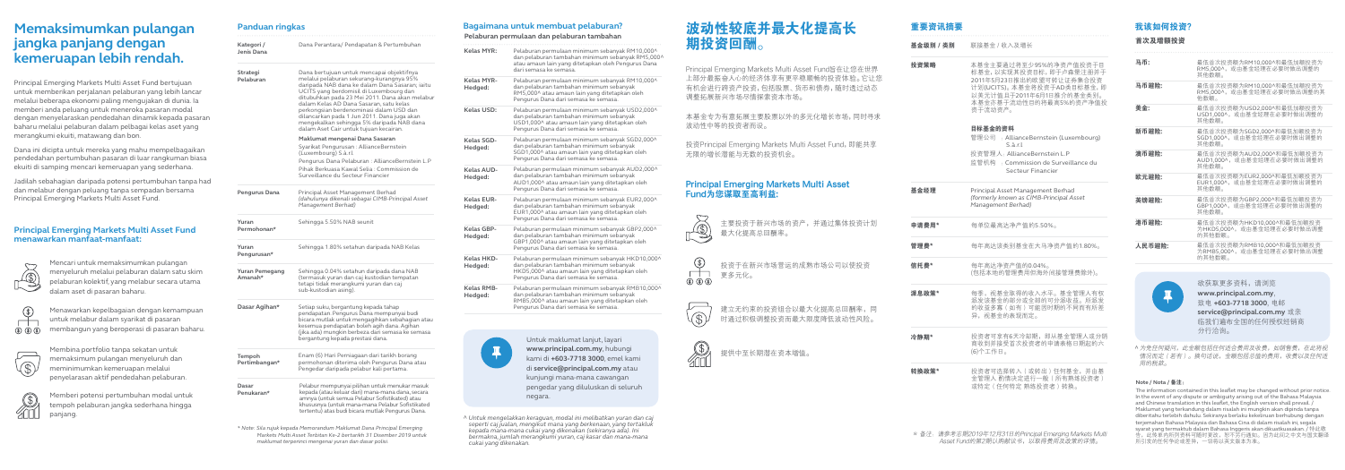# Memaksimumkan pulangan jangka panjang dengan kemeruapan lebih rendah.

Principal Emerging Markets Multi Asset Fund bertujuan untuk memberikan perjalanan pelaburan yang lebih lancar melalui beberapa ekonomi paling menguja kan di dunia. Ia memberi anda peluang untuk meneroka pasaran modal dengan menyelaraskan pendedahan dinamik kepada pasaran baharu melalui pelaburan dalam pelbagai kelas aset yang merangkumi ekuiti, matawang dan bon.

Dana ini dicipta untuk mereka yang mahu mempelbagaikan pendedahan pertumbuhan pasaran di luar rangkuman biasa ekuiti di samping mencari kemeruapan yang sederhana.

Jadilah sebahagian daripada potensi pertumbuhan tanpa had dan melabur dengan peluang tanpa sempadan bersama Principal Emerging Markets Multi Asset Fund.

## Principal Emerging Markets Multi Asset Fund menawarkan manfaat-manfaat:

- Mencari untuk memaksimumkan pulangan menyeluruh melalui pelaburan dalam satu skim pelaburan kolektif, yang melabur secara utama dalam aset di pasaran baharu.
- Menawarkan kepelbagaian dengan kemampuan untuk melabur dalam syarikat di pasaran membangun yang beroperasi di pasaran baharu.
- Membina portfolio tanpa sekatan untuk memaksimum pulangan menyeluruh dan meminimumkan kemeruapan melalui penyelarasan aktif pendedahan pelaburan.
- Memberi potensi pertumbuhan modal untuk tempoh pelaburan jangka sederhana hingga panjang.

## Panduan ringkas

| | |
|---|---|
| **Kategori / Jenis Dana** | Dana Perantara/ Pendapatan & Pertumbuhan |
| **Strategi Pelaburan** | Dana bertujuan untuk mencapai objektifnya melalui pelaburan sekurang-kurangnya 95% daripada NAB dana ke dalam Dana Sasaran; suatu UCITS yang berdomisil di Luxembourg dan ditubuhkan pada 23 Mei 2011. Dana akan melabur dalam Kelas AD Dana Sasaran, satu kelas perkongsian berdenominasi dalam USD dan dilancarkan pada 1 Jun 2011. Dana juga akan mengekalkan sehingga 5% daripada NAB dana dalam Aset Cair untuk tujuan kecairan.<br><br>**Maklumat mengenai Dana Sasaran**<br>Syarikat Pengurusan : AllianceBernstein (Luxembourg) S.à.r.l.<br>Pengurus Dana Pelaburan : AllianceBernstein L.P<br>Pihak Berkuasa Kawal Selia : Commission de Surveillance du Secteur Financier |
| **Pengurus Dana** | Principal Asset Management Berhad *(dahulunya dikenali sebagai CIMB-Principal Asset Management Berhad)* |
| **Yuran Permohonan*** | Sehingga 5.50% NAB seunit |
| **Yuran Pengurusan*** | Sehingga 1.80% setahun daripada NAB Kelas |
| **Yuran Pemegang Amanah*** | Sehingga 0.04% setahun daripada dana NAB (termasuk yuran dan caj kustodian tempatan tetapi tidak merangkumi yuran dan caj sub-kustodian asing). |
| **Dasar Agihan*** | Setiap suku, bergantung kepada tahap pendapatan Pengurus Dana mempunyai budi bicara mutlak untuk mengagihkan sebahagian atau kesemua pendapatan boleh agih dana. Agihan (jika ada) mungkin berbeza dari semasa ke semasa bergantung kepada prestasi dana. |
| **Tempoh Pertimbangan*** | Enam (6) Hari Perniagaan dari tarikh borang permohonan diterima oleh Pengurus Dana atau Pengedar daripada pelabur kali pertama. |
| **Dasar Penukaran*** | Pelabur mempunyai pilihan untuk menukar masuk kepada (atau keluar dari) mana-mana dana, secara amnya (untuk semua Pelabur Sofistikated) atau khususnya (untuk mana-mana Pelabur Sofistikated tertentu) atas budi bicara mutlak Pengurus Dana. |

\* *Nota: Sila rujuk kepada Memorandum Maklumat Dana Principal Emerging Markets Multi Asset Fund Terbitan Ke-2 bertarikh 31 Disember 2019 untuk maklumat terperinci mengenai yuran dan dasar polisi.*

## Bagaimana untuk membuat pelaburan?

### Pelaburan permulaan dan pelaburan tambahan

| | |
|---|---|
| **Kelas MYR:** | Pelaburan permulaan minimum sebanyak RM10,000^ dan pelaburan tambahan minimum sebanyak RM5,000^ atau amaun lain yang ditetapkan oleh Pengurus Dana dari semasa ke semasa. |
| **Kelas MYR-Hedged:** | Pelaburan permulaan minimum sebanyak RM10,000^ dan pelaburan tambahan minimum sebanyak RM5,000^ atau amaun lain yang ditetapkan oleh Pengurus Dana dari semasa ke semasa. |
| **Kelas USD:** | Pelaburan permulaan minimum sebanyak USD2,000^ dan pelaburan tambahan minimum sebanyak USD1,000^ atau amaun lain yang ditetapkan oleh Pengurus Dana dari semasa ke semasa. |
| **Kelas SGD-Hedged:** | Pelaburan permulaan minimum sebanyak SGD2,000^ dan pelaburan tambahan minimum sebanyak SGD1,000^ atau amaun lain yang ditetapkan oleh Pengurus Dana dari semasa ke semasa. |
| **Kelas AUD-Hedged:** | Pelaburan permulaan minimum sebanyak AUD2,000^ dan pelaburan tambahan minimum sebanyak AUD1,000^ atau amaun lain yang ditetapkan oleh Pengurus Dana dari semasa ke semasa. |
| **Kelas EUR-Hedged:** | Pelaburan permulaan minimum sebanyak EUR2,000^ dan pelaburan tambahan minimum sebanyak EUR1,000^ atau amaun lain yang ditetapkan oleh Pengurus Dana dari semasa ke semasa. |
| **Kelas GBP-Hedged:** | Pelaburan permulaan minimum sebanyak GBP2,000^ dan pelaburan tambahan minimum sebanyak GBP1,000^ atau amaun lain yang ditetapkan oleh Pengurus Dana dari semasa ke semasa. |
| **Kelas HKD-Hedged:** | Pelaburan permulaan minimum sebanyak HKD10,000^ dan pelaburan tambahan minimum sebanyak HKD5,000^ atau amaun lain yang ditetapkan oleh Pengurus Dana dari semasa ke semasa. |
| **Kelas RMB-Hedged:** | Pelaburan permulaan minimum sebanyak RMB10,000^ dan pelaburan tambahan minimum sebanyak RMB5,000^ atau amaun lain yang ditetapkan oleh Pengurus Dana dari semasa ke semasa. |

Untuk maklumat lanjut, layari **www.principal.com.my**, hubungi kami di **+603-7718 3000**, emel kami di **service@principal.com.my** atau kunjungi mana-mana cawangan pengedar yang dilluluskan di seluruh negara.

^ *Untuk mengelakkan keraguan, modal ini melibatkan yuran dan caj seperti caj jualan, mengikut mana yang berkenaan, yang tertakluk kepada mana-mana cukai yang dikenakan (sekiranya ada). Ini bermakna, jumlah merangkumi yuran, caj kasar dan mana-mana cukai yang dikenakan.*

# 波动性较底并最大化提高长期投资回酬。

Principal Emerging Markets Multi Asset Fund旨在让您在世界上部分最振奋人心的经济体享有更平稳顺畅的投资体验。它让您有机会进行跨资产投资，包括股票，货币和债券，随时透过动态调整拓展新兴市场的投资组合。

本基金专为有意拓展主要股票以外的多元化增长市场，同时寻求波动性中等的投资者而设。

投资Principal Emerging Markets Multi Asset Fund，即能共享无限的增长潜能与无数的投资机会。

## Principal Emerging Markets Multi Asset Fund为您谋取至高利益：

- 主要投资于新兴市场的资产，并通过集体投资计划最大化提高总回酬率。
- 投资于在新兴市场营运的成熟市场公司以使投资更多元化。
- 建立无约束的投资组合以最大化提高总回酬，同时通过积极调整投资而最大限度降低波动性风险。
- 提供中至长期潜在资本增值。

## 重要资讯摘要

| | |
|---|---|
| **基金级别 / 类别** | 联接基金 / 收入及增长 |
| **投资策略** | 本基金主要通过将至少95%的净资产值投资于目标基金，以实现其投资目标，即于卢森堡注册并于2011年5月23日推出的欧盟可转让证券集合投资计划(UCITS)。本基金将投资于AD类目标基金，即以美元计值且于2011年6月1日推介的基金类别。本基金亦基于流动性目的将最高5%的资产净值投资于流动资产。<br><br>**目标基金的资料**<br>管理公司 ：AllianceBernstein (Luxembourg) S.à.r.l<br>投资管理人：AllianceBernstein L.P<br>监管机构 ：Commission de Surveillance du Secteur Financier |
| **基金经理** | Principal Asset Management Berhad *(formerly known as CIMB-Principal Asset Management Berhad)* |
| **申请费用*** | 每单位最高达净产值的5.50%。 |
| **管理费*** | 每年高达该类别基金在大马净产值的1.80%。 |
| **信托费*** | 每年高达净产值的0.04%。<br>(包括本地的管理费用但海外托管管理费除外)。 |
| **派息政策*** | 每季，视基金获得的收入水平，基金管理人有权派发该基金的部分或全部可分派收益。所派发的收益金额（如有）可能因时期的不同而有所差异，视基金的表现而定。 |
| **冷静期*** | 投资者可享有6天冷却期，即从基金管理人或分销商收到首次投资基金的申请表格日期起的六(6)个工作日。 |
| **转换政策*** | 投资者可选择转入（或转出）任何基金，并由基金管理人酌情决定进行一般（所有熟练投资者）或特定（任何特定熟练投资者）转换。 |

\* 备注：请参考志期2019年12月31日的Principal Emerging Markets Multi Asset Fund的第2期以熟献证书，以取得费用及政策的详情。

## 我该如何投资？

### 首次及增额投资

| | |
|---|---|
| **马币:** | 最低首次投资额为RM10,000^和最低加额投资为RM5,000^，或由基金经理在必要时做出调整的其他数额。 |
| **马币避险:** | 最低首次投资额为RM10,000^和最低加额投资为RM5,000^，或由基金经理在必要时做出调整的其他数额。 |
| **美金:** | 最低首次投资额为USD2,000^和最低加额投资为USD1,000^，或由基金经理在必要时做出调整的其他数额。 |
| **新币避险:** | 最低首次投资额为SGD2,000^和最低加额投资为SGD1,000^，或由基金经理在必要时做出调整的其他数额。 |
| **澳币避险:** | 最低首次投资额为AUD2,000^和最低加额投资为AUD1,000^，或由基金经理在必要时做出调整的其他数额。 |
| **欧元避险:** | 最低首次投资额为EUR2,000^和最低加额投资为EUR1,000^，或由基金经理在必要时做出调整的其他数额。 |
| **英镑避险:** | 最低首次投资额为GBP2,000^和最低加额投资为GBP1,000^，或由基金经理在必要时做出调整的其他数额。 |
| **港币避险:** | 最低首次投资额为HKD10,000^和最低加额投资为HKD5,000^，或由基金经理在必要时做出调整的其他数额。 |
| **人民币避险:** | 最低首次投资额为RMB10,000^和最低加额投资为RMB5,000^，或由基金经理在必要时做出调整的其他数额。 |

欲获取更多资料，请浏览 **www.principal.com.my**，致电 **+603-7718 3000**，电邮 **service@principal.com.my** 或亲临我们遍布全国的任何授权经销商分行洽询。

^ 为免生何疑问，此金额包括任何适合费用及收费，如销售费，在此所检情况而定（若有）。换句话说，金额包括全部的费用，收费以及任何适用的税款。

**Note / Nota / 备注：**

The information contained in this leaflet may be changed without prior notice. In the event of any dispute or ambiguity arising out of the Bahasa Malaysia and Chinese translation in this leaflet, the English version shall prevail. / Maklumat yang terkandung dalam risalah ini mungkin akan dipinda tanpa diberitahu terlebih dahulu. Sekiranya berlaku kekeliruan berhubung dengan terjemahan Bahasa Malaysia dan Bahasa Cina di dalam risalah ini, segala syarat yang termaktub dalam Bahasa Inggeris akan dikuatkuasakan. / 特此声告，此传单内所列资料可随时变更，恕不另行通知。倘若此间之中文与英文翻译所引发的任何争论或意异，一切将以英文版本为准。